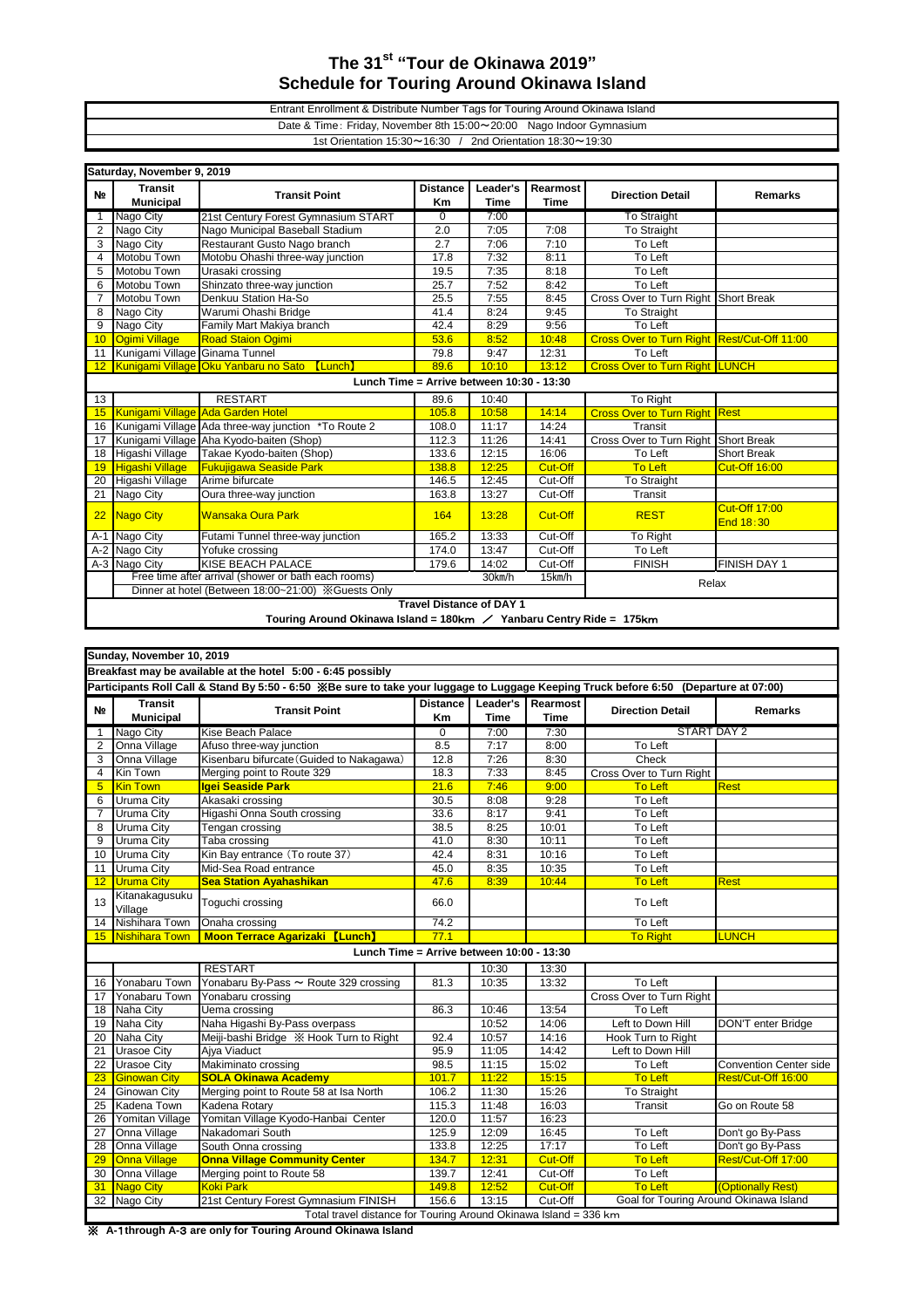# The 31st "Tour de Okinawa 2019"
# Schedule for Touring Around Okinawa Island

Entrant Enrollment & Distribute Number Tags for Touring Around Okinawa Island

Date & Time: Friday, November 8th 15:00〜20:00 Nago Indoor Gymnasium

1st Orientation 15:30〜16:30 / 2nd Orientation 18:30〜19:30

## Saturday, November 9, 2019

| № | Transit Municipal | Transit Point | Distance Km | Leader's Time | Rearmost Time | Direction Detail | Remarks |
|---|---|---|---|---|---|---|---|
| 1 | Nago City | 21st Century Forest Gymnasium START | 0 | 7:00 | | To Straight | |
| 2 | Nago City | Nago Municipal Baseball Stadium | 2.0 | 7:05 | 7:08 | To Straight | |
| 3 | Nago City | Restaurant Gusto Nago branch | 2.7 | 7:06 | 7:10 | To Left | |
| 4 | Motobu Town | Motobu Ohashi three-way junction | 17.8 | 7:32 | 8:11 | To Left | |
| 5 | Motobu Town | Urasaki crossing | 19.5 | 7:35 | 8:18 | To Left | |
| 6 | Motobu Town | Shinzato three-way junction | 25.7 | 7:52 | 8:42 | To Left | |
| 7 | Motobu Town | Denkuu Station Ha-So | 25.5 | 7:55 | 8:45 | Cross Over to Turn Right | Short Break |
| 8 | Nago City | Warumi Ohashi Bridge | 41.4 | 8:24 | 9:45 | To Straight | |
| 9 | Nago City | Family Mart Makiya branch | 42.4 | 8:29 | 9:56 | To Left | |
| 10 | Ogimi Village | Road Staion Ogimi | 53.6 | 8:52 | 10:48 | Cross Over to Turn Right | Rest/Cut-Off 11:00 |
| 11 | Kunigami Village | Ginama Tunnel | 79.8 | 9:47 | 12:31 | To Left | |
| 12 | Kunigami Village | Oku Yanbaru no Sato 【Lunch】 | 89.6 | 10:10 | 13:12 | Cross Over to Turn Right | LUNCH |
| | | Lunch Time = Arrive between 10:30 - 13:30 | | | | | |
| 13 | | RESTART | 89.6 | 10:40 | | To Right | |
| 15 | Kunigami Village | Ada Garden Hotel | 105.8 | 10:58 | 14:14 | Cross Over to Turn Right | Rest |
| 16 | Kunigami Village | Ada three-way junction *To Route 2 | 108.0 | 11:17 | 14:24 | Transit | |
| 17 | Kunigami Village | Aha Kyodo-baiten (Shop) | 112.3 | 11:26 | 14:41 | Cross Over to Turn Right | Short Break |
| 18 | Higashi Village | Takae Kyodo-baiten (Shop) | 133.6 | 12:15 | 16:06 | To Left | Short Break |
| 19 | Higashi Village | Fukujigawa Seaside Park | 138.8 | 12:25 | Cut-Off | To Left | Cut-Off 16:00 |
| 20 | Higashi Village | Arime bifurcate | 146.5 | 12:45 | Cut-Off | To Straight | |
| 21 | Nago City | Oura three-way junction | 163.8 | 13:27 | Cut-Off | Transit | |
| 22 | Nago City | Wansaka Oura Park | 164 | 13:28 | Cut-Off | REST | Cut-Off 17:00 End 18:30 |
| A-1 | Nago City | Futami Tunnel three-way junction | 165.2 | 13:33 | Cut-Off | To Right | |
| A-2 | Nago City | Yofuke crossing | 174.0 | 13:47 | Cut-Off | To Left | |
| A-3 | Nago City | KISE BEACH PALACE | 179.6 | 14:02 | Cut-Off | FINISH | FINISH DAY 1 |
| | | Free time after arrival (shower or bath each rooms) | | 30km/h | 15km/h | Relax | |
| | | Dinner at hotel (Between 18:00~21:00) ※Guests Only | | | | | |

**Travel Distance of DAY 1**

**Touring Around Okinawa Island = 180km ／ Yanbaru Centry Ride = 175km**

## Sunday, November 10, 2019

**Breakfast may be available at the hotel 5:00 - 6:45 possibly**

**Participants Roll Call & Stand By 5:50 - 6:50 ※Be sure to take your luggage to Luggage Keeping Truck before 6:50 (Departure at 07:00)**

| № | Transit Municipal | Transit Point | Distance Km | Leader's Time | Rearmost Time | Direction Detail | Remarks |
|---|---|---|---|---|---|---|---|
| 1 | Nago City | Kise Beach Palace | 0 | 7:00 | 7:30 | START DAY 2 | |
| 2 | Onna Village | Afuso three-way junction | 8.5 | 7:17 | 8:00 | To Left | |
| 3 | Onna Village | Kisenbaru bifurcate (Guided to Nakagawa) | 12.8 | 7:26 | 8:30 | Check | |
| 4 | Kin Town | Merging point to Route 329 | 18.3 | 7:33 | 8:45 | Cross Over to Turn Right | |
| 5 | Kin Town | **Igei Seaside Park** | 21.6 | 7:46 | 9:00 | To Left | Rest |
| 6 | Uruma City | Akasaki crossing | 30.5 | 8:08 | 9:28 | To Left | |
| 7 | Uruma City | Higashi Onna South crossing | 33.6 | 8:17 | 9:41 | To Left | |
| 8 | Uruma City | Tengan crossing | 38.5 | 8:25 | 10:01 | To Left | |
| 9 | Uruma City | Taba crossing | 41.0 | 8:30 | 10:11 | To Left | |
| 10 | Uruma City | Kin Bay entrance (To route 37) | 42.4 | 8:31 | 10:16 | To Left | |
| 11 | Uruma City | Mid-Sea Road entrance | 45.0 | 8:35 | 10:35 | To Left | |
| 12 | Uruma City | **Sea Station Ayahashikan** | 47.6 | 8:39 | 10:44 | To Left | Rest |
| 13 | Kitanakagusuku Village | Toguchi crossing | 66.0 | | | To Left | |
| 14 | Nishihara Town | Onaha crossing | 74.2 | | | To Left | |
| 15 | Nishihara Town | **Moon Terrace Agarizaki 【Lunch】** | 77.1 | | | To Right | LUNCH |
| | | Lunch Time = Arrive between 10:00 - 13:30 | | | | | |
| | | RESTART | | 10:30 | 13:30 | | |
| 16 | Yonabaru Town | Yonabaru By-Pass 〜 Route 329 crossing | 81.3 | 10:35 | 13:32 | To Left | |
| 17 | Yonabaru Town | Yonabaru crossing | | | | Cross Over to Turn Right | |
| 18 | Naha City | Uema crossing | 86.3 | 10:46 | 13:54 | To Left | |
| 19 | Naha City | Naha Higashi By-Pass overpass | | 10:52 | 14:06 | Left to Down Hill | DON'T enter Bridge |
| 20 | Naha City | Meiji-bashi Bridge ※ Hook Turn to Right | 92.4 | 10:57 | 14:16 | Hook Turn to Right | |
| 21 | Urasoe City | Ajya Viaduct | 95.9 | 11:05 | 14:42 | Left to Down Hill | |
| 22 | Urasoe City | Makiminato crossing | 98.5 | 11:15 | 15:02 | To Left | Convention Center side |
| 23 | Ginowan City | **SOLA Okinawa Academy** | 101.7 | 11:22 | 15:15 | To Left | Rest/Cut-Off 16:00 |
| 24 | Ginowan City | Merging point to Route 58 at Isa North | 106.2 | 11:30 | 15:26 | To Straight | |
| 25 | Kadena Town | Kadena Rotary | 115.3 | 11:48 | 16:03 | Transit | Go on Route 58 |
| 26 | Yomitan Village | Yomitan Village Kyodo-Hanbai Center | 120.0 | 11:57 | 16:23 | | |
| 27 | Onna Village | Nakadomari South | 125.9 | 12:09 | 16:45 | To Left | Don't go By-Pass |
| 28 | Onna Village | South Onna crossing | 133.8 | 12:25 | 17:17 | To Left | Don't go By-Pass |
| 29 | Onna Village | **Onna Village Community Center** | 134.7 | 12:31 | Cut-Off | To Left | Rest/Cut-Off 17:00 |
| 30 | Onna Village | Merging point to Route 58 | 139.7 | 12:41 | Cut-Off | To Left | |
| 31 | Nago City | Koki Park | 149.8 | 12:52 | Cut-Off | To Left | (Optionally Rest) |
| 32 | Nago City | 21st Century Forest Gymnasium FINISH | 156.6 | 13:15 | Cut-Off | Goal for Touring Around Okinawa Island | |
| | | Total travel distance for Touring Around Okinawa Island = 336 km | | | | | |

**※ A-1through A-3 are only for Touring Around Okinawa Island**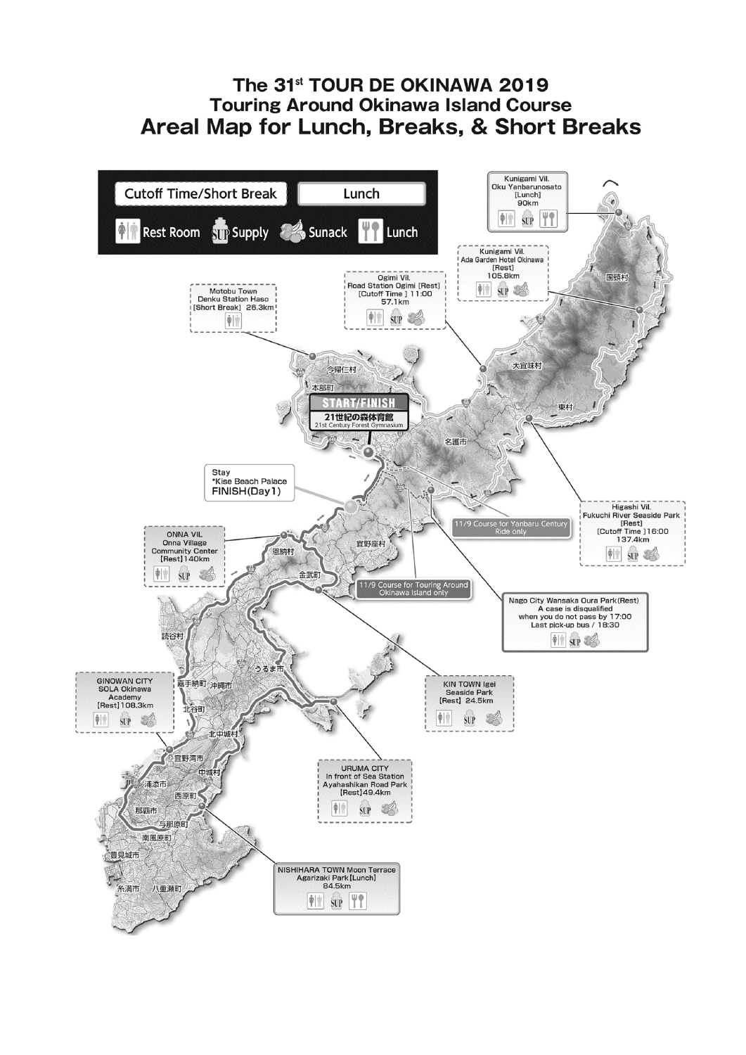# The 31st TOUR DE OKINAWA 2019

## Touring Around Okinawa Island Course

## Areal Map for Lunch, Breaks, & Short Breaks

Cutoff Time/Short Break | Lunch

Rest Room | Supply | Sunack | Lunch

Kunigami Vil.
Oku Yanbarunosato
[Lunch]
90km

Kunigami Vil.
Ada Garden Hotel Okinawa
[Rest]
105.8km

Ogimi Vil.
Road Station Ogimi [Rest]
[Cutoff Time] 11:00
57.1km

Motobu Town
Denku Station Haso
[Short Break] 26.3km

国頭村

大宜味村

今帰仁村

本部町

東村

START/FINISH
21世紀の森体育館
21st Century Forest Gymnasium

名護市

Stay
*Kise Beach Palace
FINISH(Day1)

11/9 Course for Yanbaru Century Ride only

Higashi Vil.
Fukuchi River Seaside Park
[Rest]
[Cutoff Time] 16:00
137.4km

ONNA VIL
Onna Village
Community Center
[Rest] 140km

恩納村

宜野座村

金武町

11/9 Course for Touring Around Okinawa Island only

Nago City Wansaka Oura Park(Rest)
A case is disqualified
when you do not pass by 17:00
Last pick-up bus / 18:30

読谷村

うるま市

GINOWAN CITY
SOLA Okinawa
Academy
[Rest] 108.3km

嘉手納町

沖縄市

北谷町

KIN TOWN Igei
Seaside Park
[Rest] 24.5km

北中城村

宜野湾市

中城村

浦添市

西原町

那覇市

与那原町

URUMA CITY
In front of Sea Station
Ayahashikan Road Park
[Rest] 49.4km

南風原町

豊見城市

糸満市

八重瀬町

NISHIHARA TOWN Moon Terrace
Agarizaki Park [Lunch]
84.5km